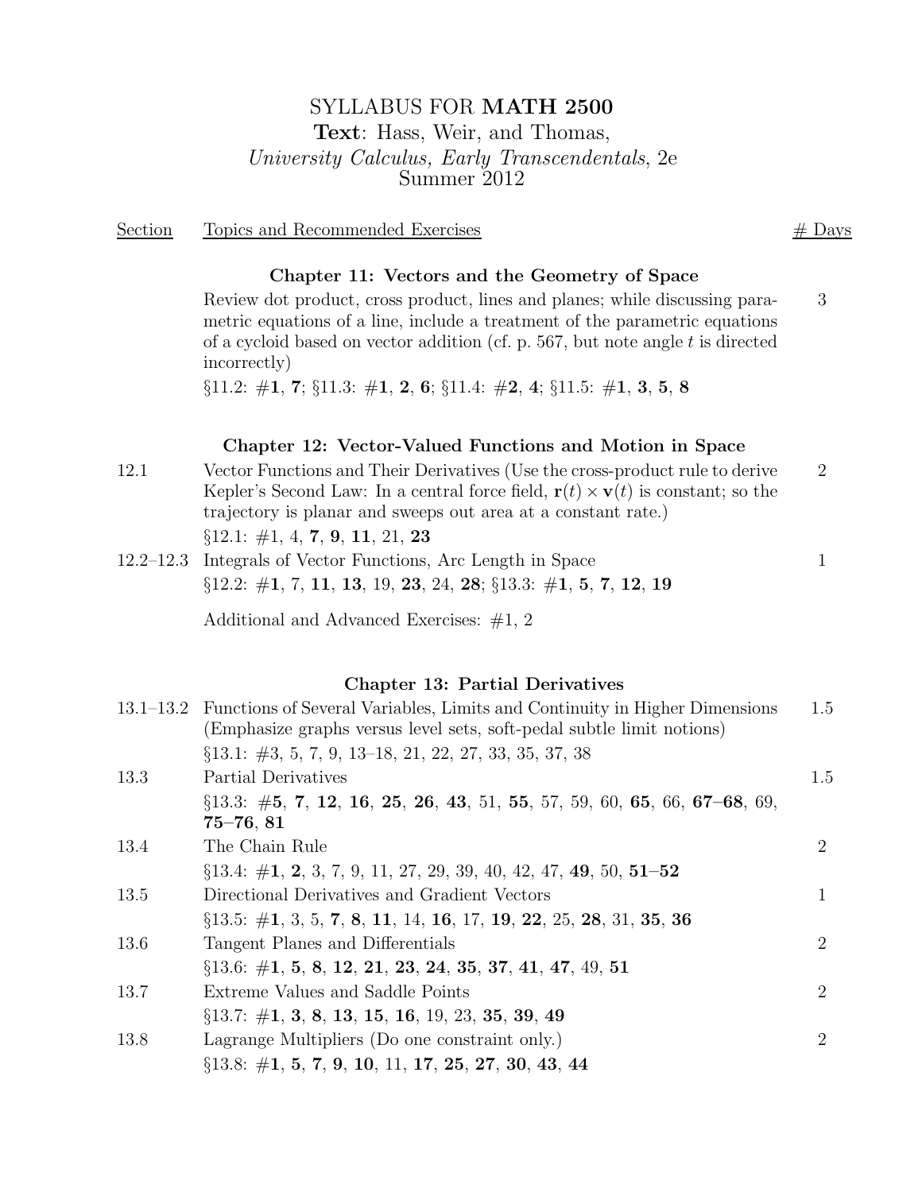# SYLLABUS FOR **MATH 2500**

**Text**: Hass, Weir, and Thomas,
*University Calculus, Early Transcendentals*, 2e
Summer 2012

| Section | Topics and Recommended Exercises | # Days |
|---|---|---|
| | **Chapter 11: Vectors and the Geometry of Space** | |
| | Review dot product, cross product, lines and planes; while discussing parametric equations of a line, include a treatment of the parametric equations of a cycloid based on vector addition (cf. p. 567, but note angle $t$ is directed incorrectly) | 3 |
| | §11.2: #**1**, **7**; §11.3: #**1**, **2**, **6**; §11.4: #**2**, **4**; §11.5: #**1**, **3**, **5**, **8** | |
| | **Chapter 12: Vector-Valued Functions and Motion in Space** | |
| 12.1 | Vector Functions and Their Derivatives (Use the cross-product rule to derive Kepler's Second Law: In a central force field, $\mathbf{r}(t) \times \mathbf{v}(t)$ is constant; so the trajectory is planar and sweeps out area at a constant rate.) | 2 |
| | §12.1: #1, 4, **7**, **9**, **11**, 21, **23** | |
| 12.2–12.3 | Integrals of Vector Functions, Arc Length in Space | 1 |
| | §12.2: #**1**, 7, **11**, **13**, 19, **23**, 24, **28**; §13.3: #**1**, **5**, **7**, **12**, **19** | |
| | Additional and Advanced Exercises: #1, 2 | |
| | **Chapter 13: Partial Derivatives** | |
| 13.1–13.2 | Functions of Several Variables, Limits and Continuity in Higher Dimensions (Emphasize graphs versus level sets, soft-pedal subtle limit notions) | 1.5 |
| | §13.1: #3, 5, 7, 9, 13–18, 21, 22, 27, 33, 35, 37, 38 | |
| 13.3 | Partial Derivatives | 1.5 |
| | §13.3: #**5**, **7**, **12**, **16**, **25**, **26**, **43**, 51, **55**, 57, 59, 60, **65**, 66, **67–68**, 69, **75–76**, **81** | |
| 13.4 | The Chain Rule | 2 |
| | §13.4: #**1**, **2**, 3, 7, 9, 11, 27, 29, 39, 40, 42, 47, **49**, 50, **51–52** | |
| 13.5 | Directional Derivatives and Gradient Vectors | 1 |
| | §13.5: #**1**, 3, 5, **7**, **8**, **11**, 14, **16**, 17, **19**, **22**, 25, **28**, 31, **35**, **36** | |
| 13.6 | Tangent Planes and Differentials | 2 |
| | §13.6: #**1**, **5**, **8**, **12**, **21**, **23**, **24**, **35**, **37**, **41**, **47**, 49, **51** | |
| 13.7 | Extreme Values and Saddle Points | 2 |
| | §13.7: #**1**, **3**, **8**, **13**, **15**, **16**, 19, 23, **35**, **39**, **49** | |
| 13.8 | Lagrange Multipliers (Do one constraint only.) | 2 |
| | §13.8: #**1**, **5**, **7**, **9**, **10**, 11, **17**, **25**, **27**, **30**, **43**, **44** | |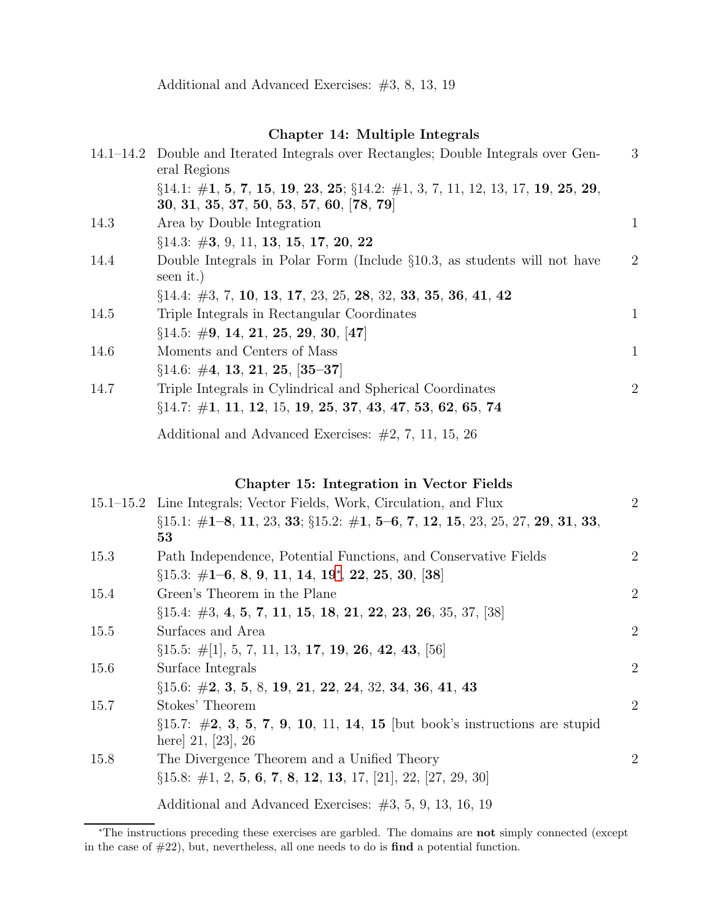Additional and Advanced Exercises: #3, 8, 13, 19

## Chapter 14: Multiple Integrals

| | | |
|---|---|---|
| 14.1–14.2 | Double and Iterated Integrals over Rectangles; Double Integrals over General Regions<br>§14.1: #**1**, **5**, **7**, **15**, **19**, **23**, **25**; §14.2: #1, 3, 7, 11, 12, 13, 17, **19**, **25**, **29**, **30**, **31**, **35**, **37**, **50**, **53**, **57**, **60**, [**78**, **79**] | 3 |
| 14.3 | Area by Double Integration<br>§14.3: #**3**, 9, 11, **13**, **15**, **17**, **20**, **22** | 1 |
| 14.4 | Double Integrals in Polar Form (Include §10.3, as students will not have seen it.)<br>§14.4: #3, 7, **10**, **13**, **17**, 23, 25, **28**, 32, **33**, **35**, **36**, **41**, **42** | 2 |
| 14.5 | Triple Integrals in Rectangular Coordinates<br>§14.5: #**9**, **14**, **21**, **25**, **29**, **30**, [**47**] | 1 |
| 14.6 | Moments and Centers of Mass<br>§14.6: #**4**, **13**, **21**, **25**, [**35–37**] | 1 |
| 14.7 | Triple Integrals in Cylindrical and Spherical Coordinates<br>§14.7: #**1**, **11**, **12**, 15, **19**, **25**, **37**, **43**, **47**, **53**, **62**, **65**, **74** | 2 |

Additional and Advanced Exercises: #2, 7, 11, 15, 26

## Chapter 15: Integration in Vector Fields

| | | |
|---|---|---|
| 15.1–15.2 | Line Integrals; Vector Fields, Work, Circulation, and Flux<br>§15.1: #**1–8**, **11**, 23, **33**; §15.2: #**1**, **5–6**, **7**, **12**, **15**, 23, 25, 27, **29**, **31**, **33**, **53** | 2 |
| 15.3 | Path Independence, Potential Functions, and Conservative Fields<br>§15.3: #**1–6**, **8**, **9**, **11**, **14**, **19**[*], **22**, **25**, **30**, [**38**] | 2 |
| 15.4 | Green's Theorem in the Plane<br>§15.4: #3, **4**, **5**, **7**, **11**, **15**, **18**, **21**, **22**, **23**, **26**, 35, 37, [38] | 2 |
| 15.5 | Surfaces and Area<br>§15.5: #[1], 5, 7, 11, 13, **17**, **19**, **26**, **42**, **43**, [56] | 2 |
| 15.6 | Surface Integrals<br>§15.6: #**2**, **3**, **5**, 8, **19**, **21**, **22**, **24**, 32, **34**, **36**, **41**, **43** | 2 |
| 15.7 | Stokes' Theorem<br>§15.7: #**2**, **3**, **5**, **7**, **9**, **10**, 11, **14**, **15** [but book's instructions are stupid here] 21, [23], 26 | 2 |
| 15.8 | The Divergence Theorem and a Unified Theory<br>§15.8: #1, 2, **5**, **6**, **7**, **8**, **12**, **13**, 17, [21], 22, [27, 29, 30] | 2 |

Additional and Advanced Exercises: #3, 5, 9, 13, 16, 19

---

[*] The instructions preceding these exercises are garbled. The domains are **not** simply connected (except in the case of #22), but, nevertheless, all one needs to do is **find** a potential function.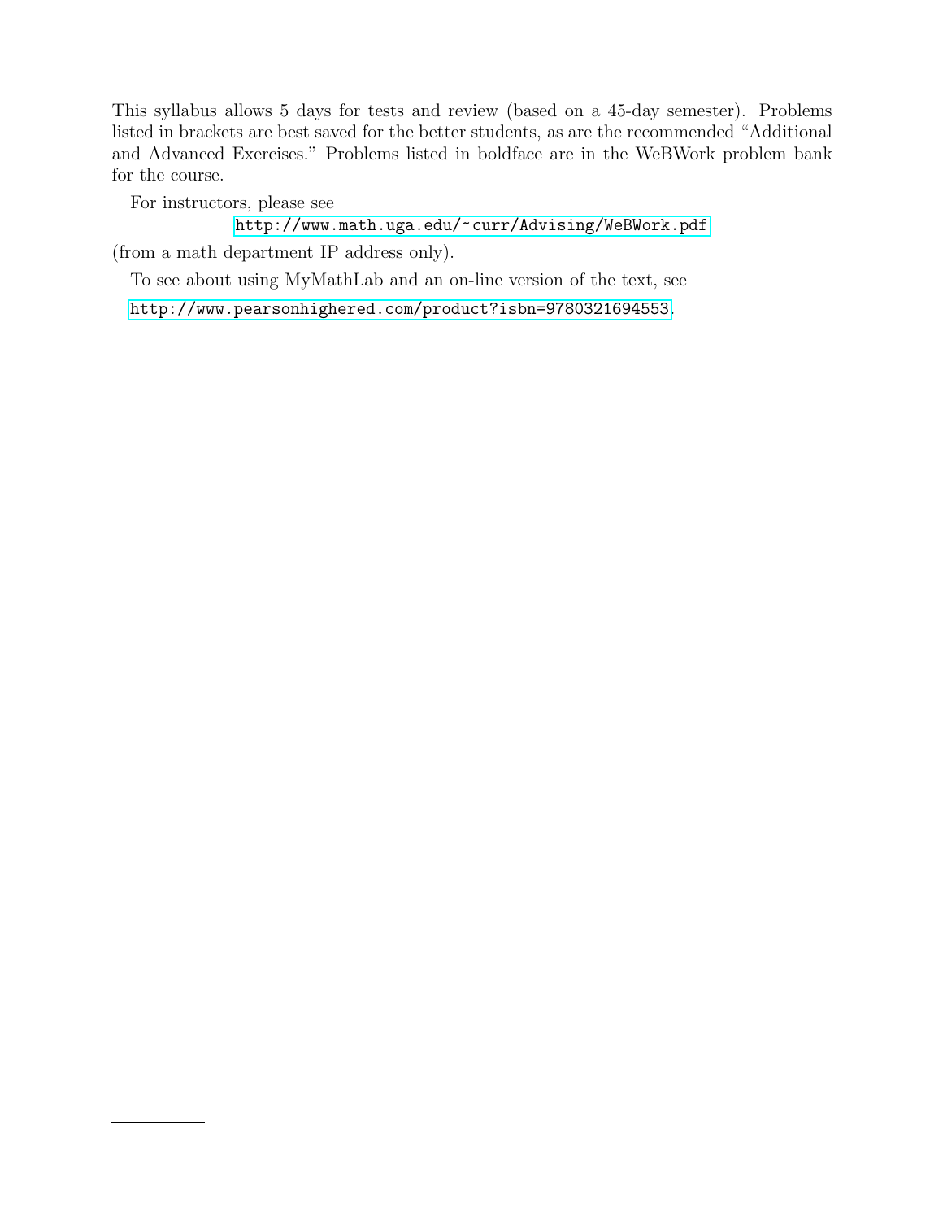This syllabus allows 5 days for tests and review (based on a 45-day semester). Problems listed in brackets are best saved for the better students, as are the recommended "Additional and Advanced Exercises." Problems listed in boldface are in the WeBWork problem bank for the course.

For instructors, please see

http://www.math.uga.edu/~curr/Advising/WeBWork.pdf

(from a math department IP address only).

To see about using MyMathLab and an on-line version of the text, see

http://www.pearsonhighered.com/product?isbn=9780321694553.